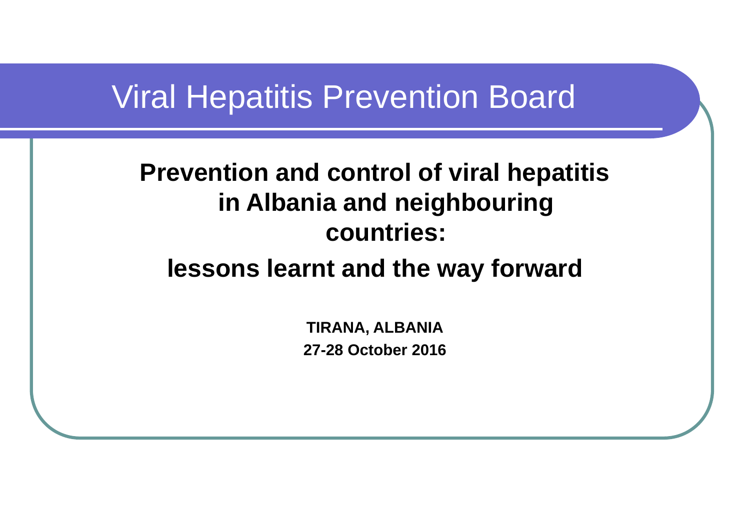# Viral Hepatitis Prevention Board

## Prevention and control of viral hepatitis in Albania and neighbouring countries:

## lessons learnt and the way forward

**TIRANA, ALBANIA**

**27-28 October 2016**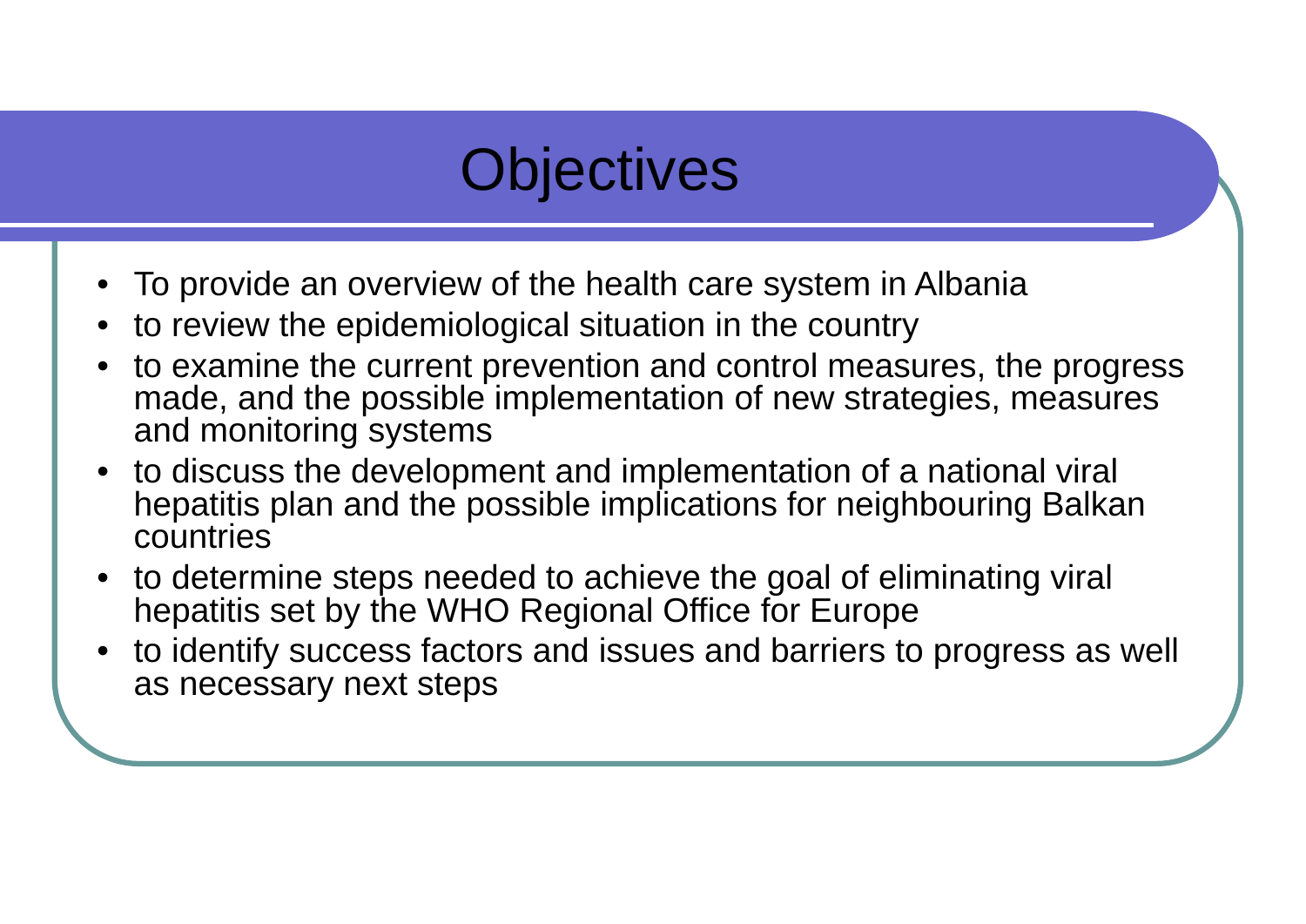# Objectives

- To provide an overview of the health care system in Albania
- to review the epidemiological situation in the country
- to examine the current prevention and control measures, the progress made, and the possible implementation of new strategies, measures and monitoring systems
- to discuss the development and implementation of a national viral hepatitis plan and the possible implications for neighbouring Balkan countries
- to determine steps needed to achieve the goal of eliminating viral hepatitis set by the WHO Regional Office for Europe
- to identify success factors and issues and barriers to progress as well as necessary next steps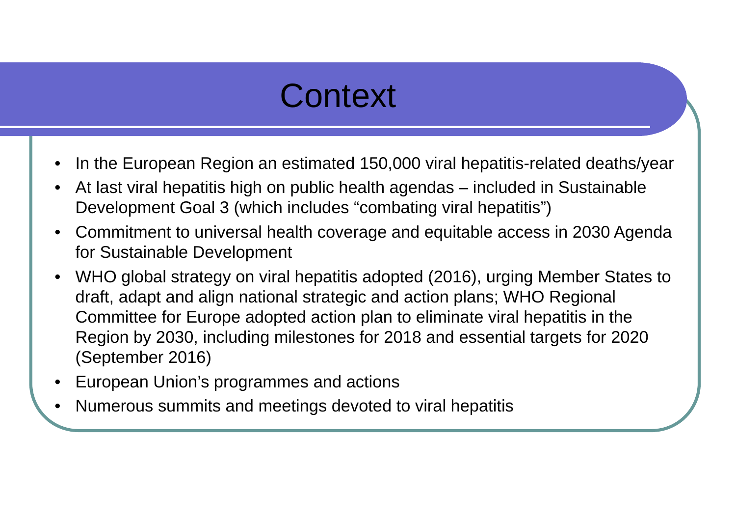# Context

- In the European Region an estimated 150,000 viral hepatitis-related deaths/year
- At last viral hepatitis high on public health agendas – included in Sustainable Development Goal 3 (which includes "combating viral hepatitis")
- Commitment to universal health coverage and equitable access in 2030 Agenda for Sustainable Development
- WHO global strategy on viral hepatitis adopted (2016), urging Member States to draft, adapt and align national strategic and action plans; WHO Regional Committee for Europe adopted action plan to eliminate viral hepatitis in the Region by 2030, including milestones for 2018 and essential targets for 2020 (September 2016)
- European Union's programmes and actions
- Numerous summits and meetings devoted to viral hepatitis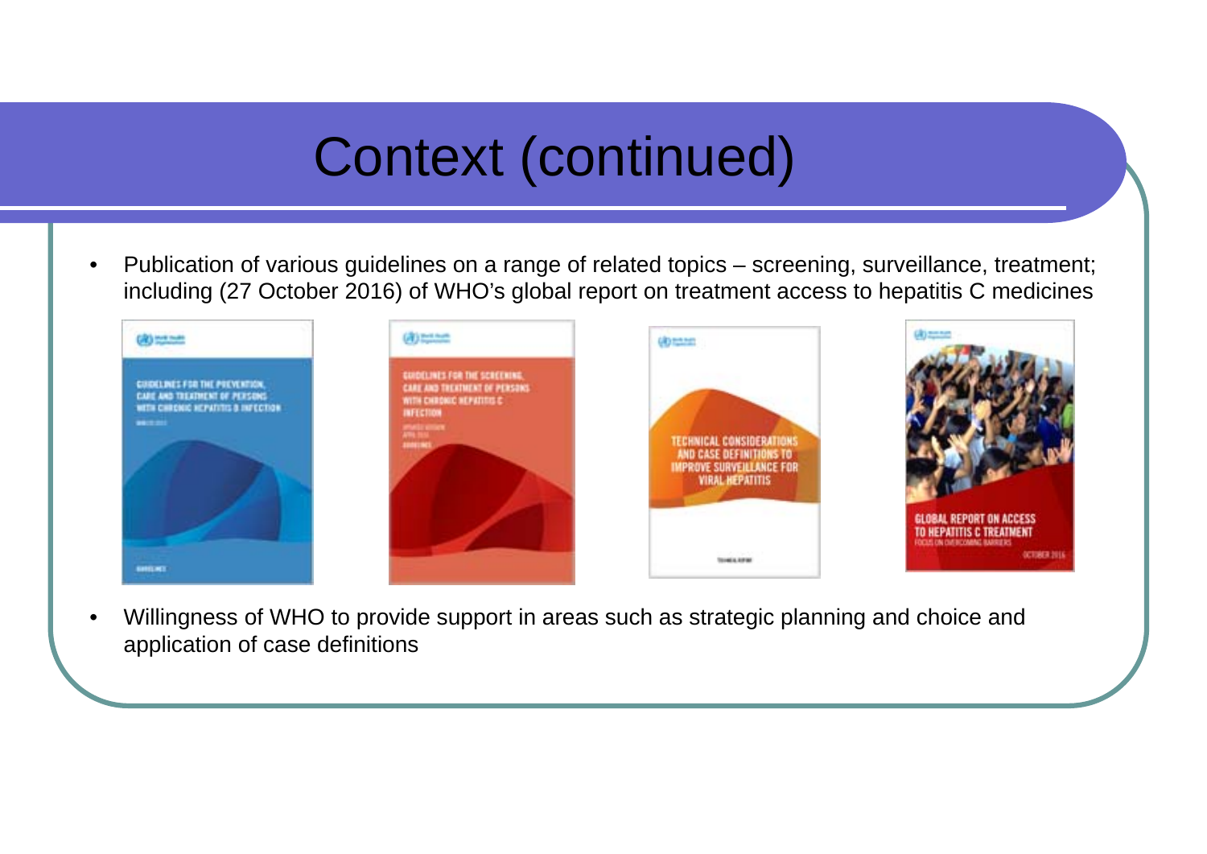# Context (continued)

- Publication of various guidelines on a range of related topics – screening, surveillance, treatment; including (27 October 2016) of WHO's global report on treatment access to hepatitis C medicines
- Willingness of WHO to provide support in areas such as strategic planning and choice and application of case definitions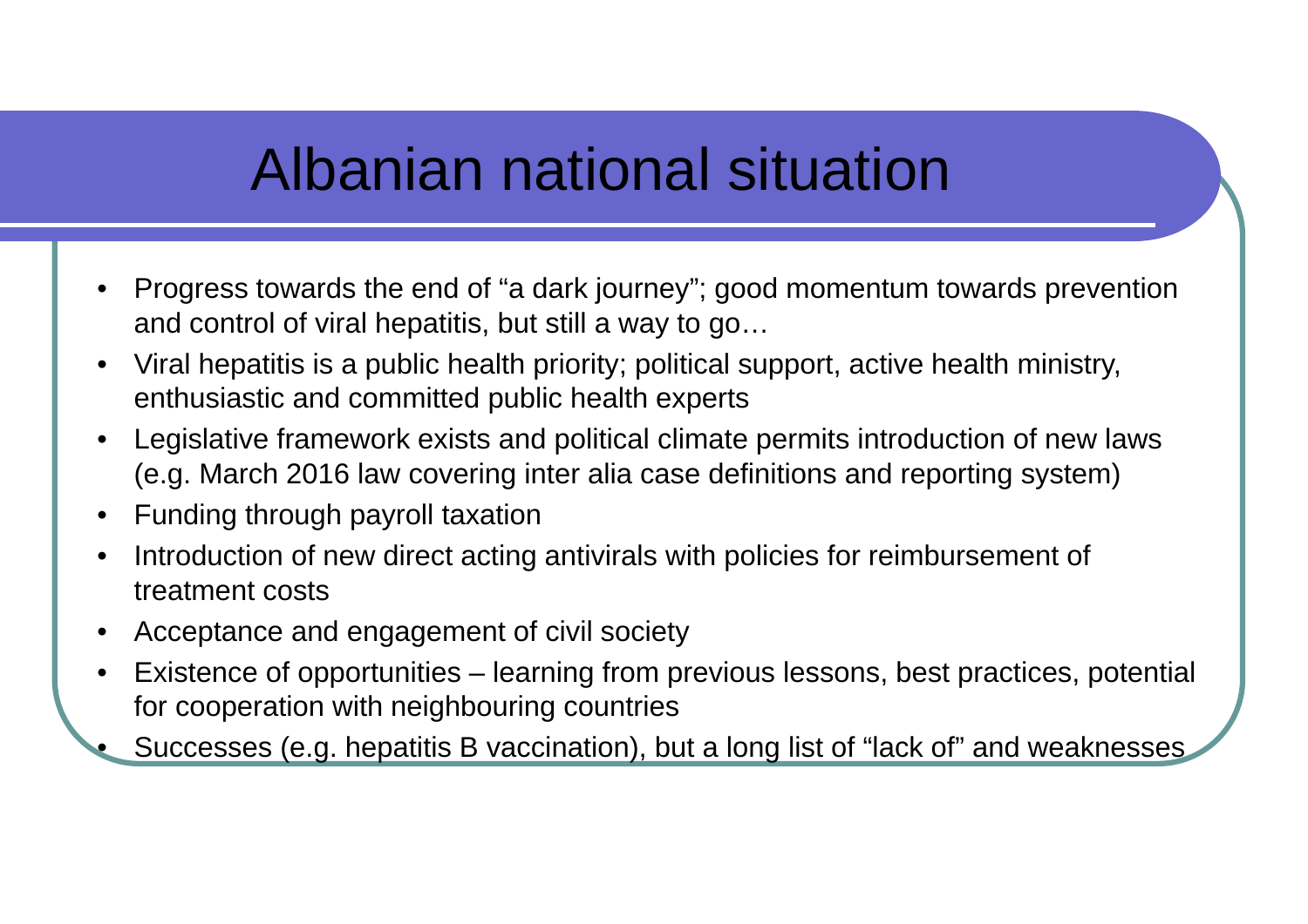# Albanian national situation

- Progress towards the end of "a dark journey"; good momentum towards prevention and control of viral hepatitis, but still a way to go…
- Viral hepatitis is a public health priority; political support, active health ministry, enthusiastic and committed public health experts
- Legislative framework exists and political climate permits introduction of new laws (e.g. March 2016 law covering inter alia case definitions and reporting system)
- Funding through payroll taxation
- Introduction of new direct acting antivirals with policies for reimbursement of treatment costs
- Acceptance and engagement of civil society
- Existence of opportunities – learning from previous lessons, best practices, potential for cooperation with neighbouring countries
- Successes (e.g. hepatitis B vaccination), but a long list of "lack of" and weaknesses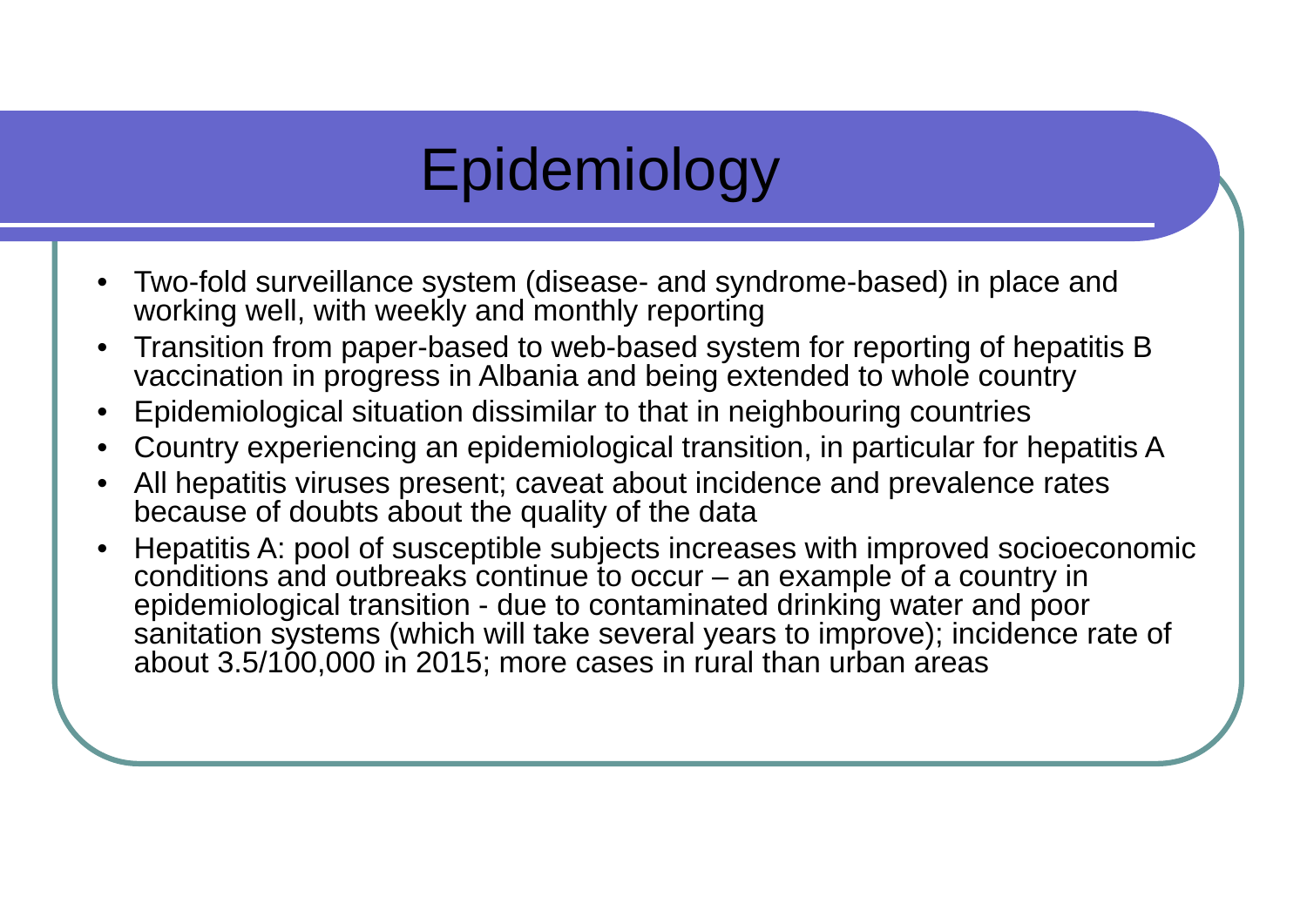# Epidemiology

- Two-fold surveillance system (disease- and syndrome-based) in place and working well, with weekly and monthly reporting
- Transition from paper-based to web-based system for reporting of hepatitis B vaccination in progress in Albania and being extended to whole country
- Epidemiological situation dissimilar to that in neighbouring countries
- Country experiencing an epidemiological transition, in particular for hepatitis A
- All hepatitis viruses present; caveat about incidence and prevalence rates because of doubts about the quality of the data
- Hepatitis A: pool of susceptible subjects increases with improved socioeconomic conditions and outbreaks continue to occur – an example of a country in epidemiological transition - due to contaminated drinking water and poor sanitation systems (which will take several years to improve); incidence rate of about 3.5/100,000 in 2015; more cases in rural than urban areas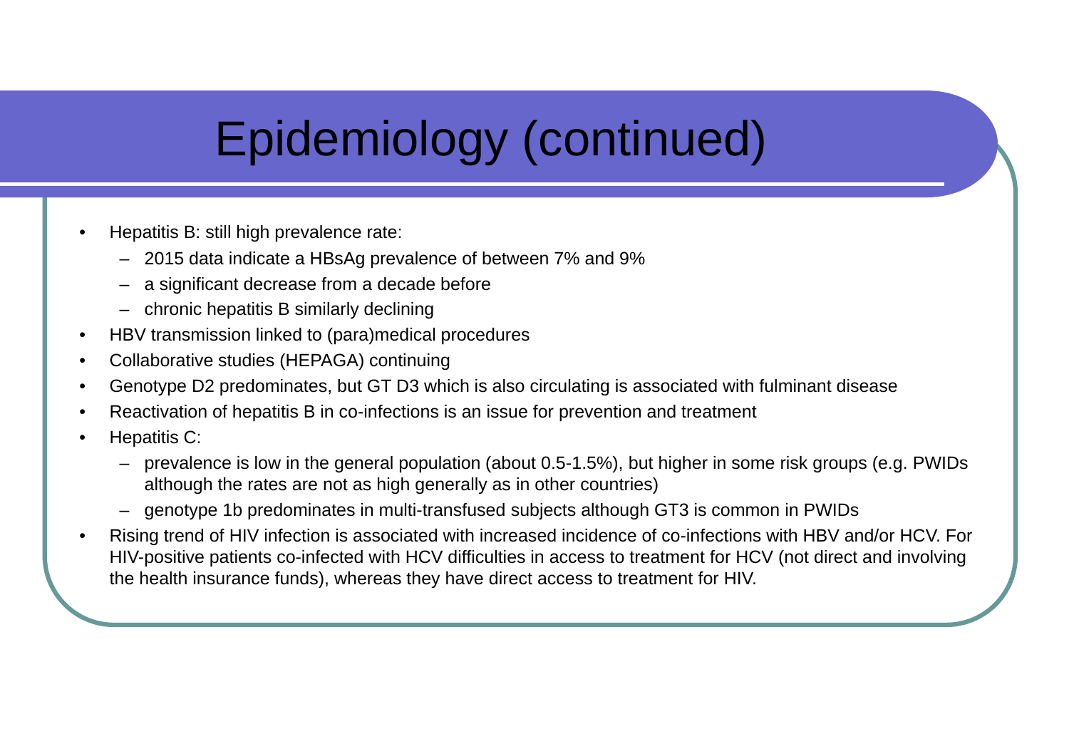# Epidemiology (continued)

- Hepatitis B: still high prevalence rate:
  - 2015 data indicate a HBsAg prevalence of between 7% and 9%
  - a significant decrease from a decade before
  - chronic hepatitis B similarly declining
- HBV transmission linked to (para)medical procedures
- Collaborative studies (HEPAGA) continuing
- Genotype D2 predominates, but GT D3 which is also circulating is associated with fulminant disease
- Reactivation of hepatitis B in co-infections is an issue for prevention and treatment
- Hepatitis C:
  - prevalence is low in the general population (about 0.5-1.5%), but higher in some risk groups (e.g. PWIDs although the rates are not as high generally as in other countries)
  - genotype 1b predominates in multi-transfused subjects although GT3 is common in PWIDs
- Rising trend of HIV infection is associated with increased incidence of co-infections with HBV and/or HCV. For HIV-positive patients co-infected with HCV difficulties in access to treatment for HCV (not direct and involving the health insurance funds), whereas they have direct access to treatment for HIV.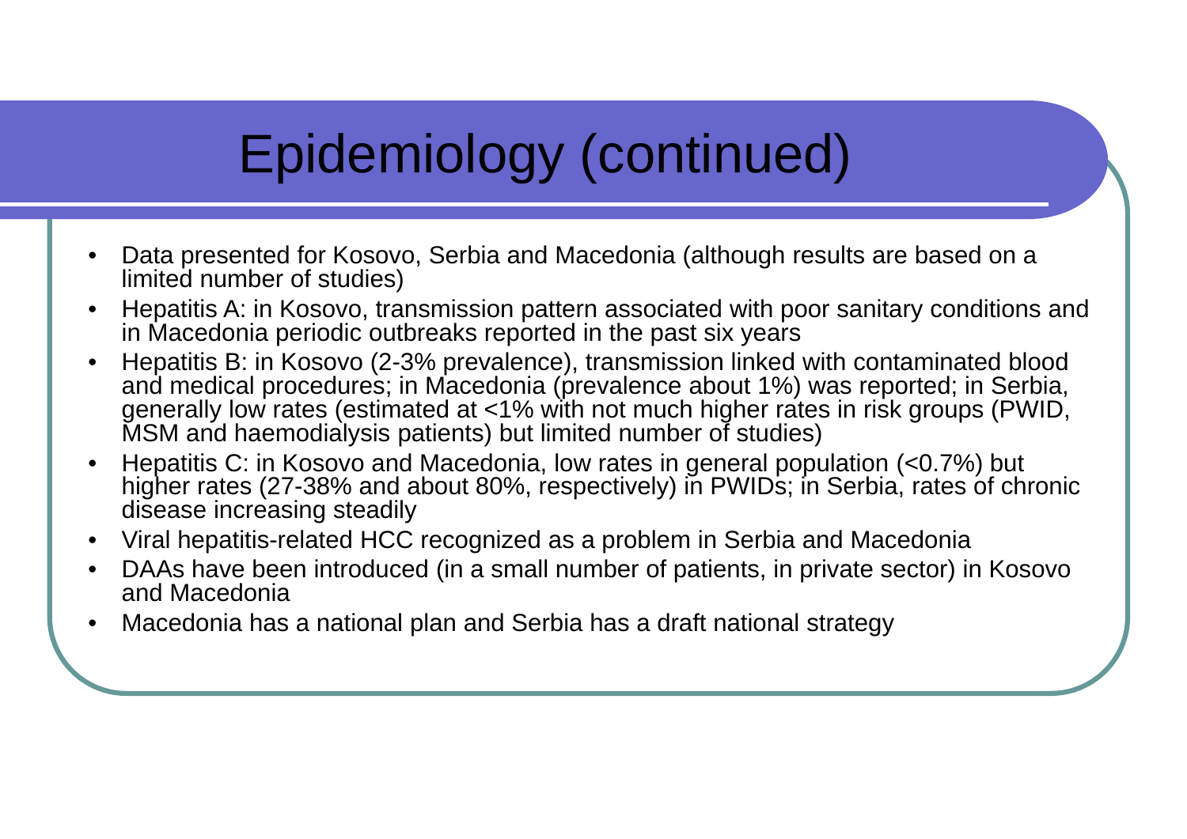# Epidemiology (continued)

- Data presented for Kosovo, Serbia and Macedonia (although results are based on a limited number of studies)
- Hepatitis A: in Kosovo, transmission pattern associated with poor sanitary conditions and in Macedonia periodic outbreaks reported in the past six years
- Hepatitis B: in Kosovo (2-3% prevalence), transmission linked with contaminated blood and medical procedures; in Macedonia (prevalence about 1%) was reported; in Serbia, generally low rates (estimated at <1% with not much higher rates in risk groups (PWID, MSM and haemodialysis patients) but limited number of studies)
- Hepatitis C: in Kosovo and Macedonia, low rates in general population (<0.7%) but higher rates (27-38% and about 80%, respectively) in PWIDs; in Serbia, rates of chronic disease increasing steadily
- Viral hepatitis-related HCC recognized as a problem in Serbia and Macedonia
- DAAs have been introduced (in a small number of patients, in private sector) in Kosovo and Macedonia
- Macedonia has a national plan and Serbia has a draft national strategy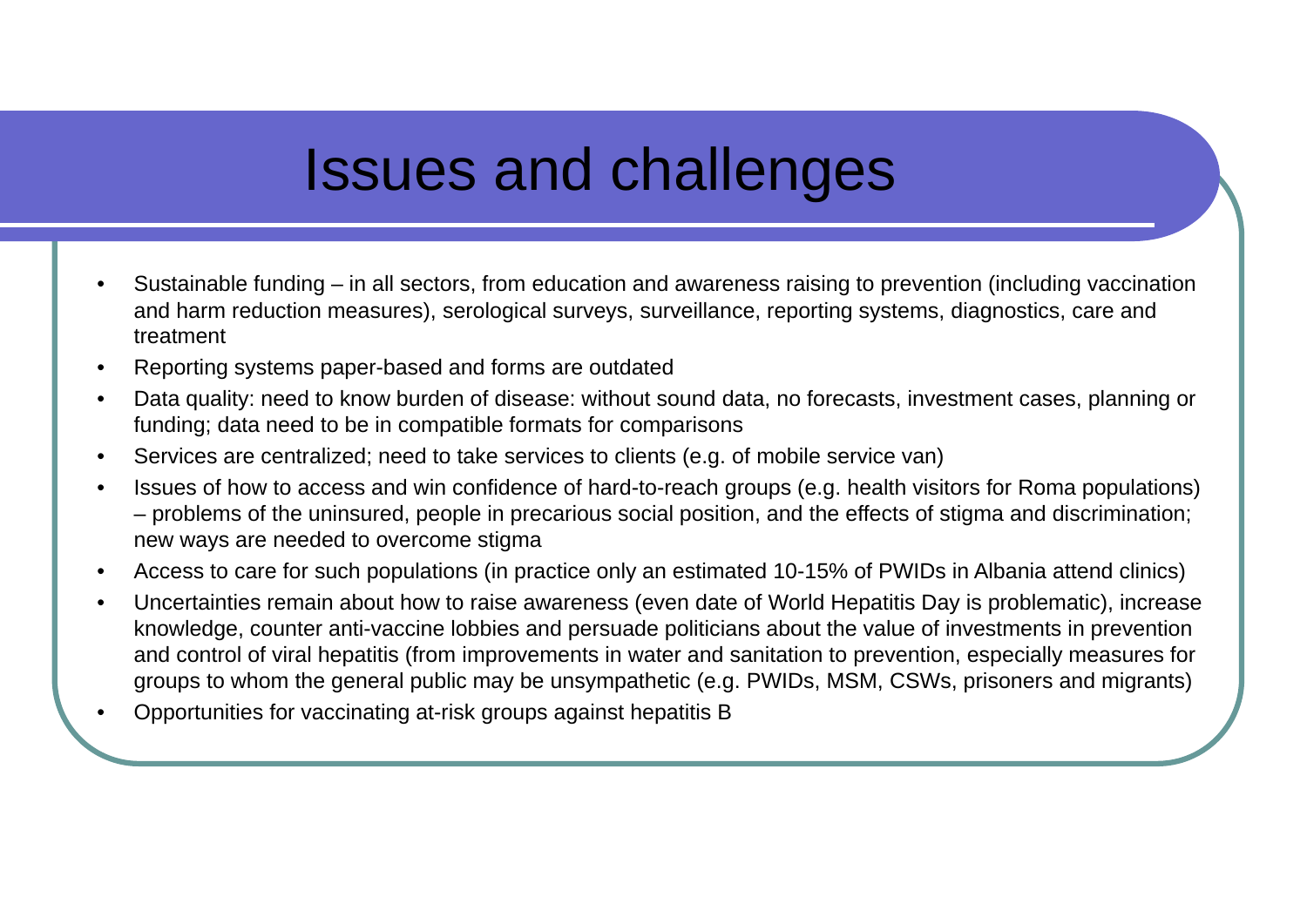# Issues and challenges

- Sustainable funding – in all sectors, from education and awareness raising to prevention (including vaccination and harm reduction measures), serological surveys, surveillance, reporting systems, diagnostics, care and treatment
- Reporting systems paper-based and forms are outdated
- Data quality: need to know burden of disease: without sound data, no forecasts, investment cases, planning or funding; data need to be in compatible formats for comparisons
- Services are centralized; need to take services to clients (e.g. of mobile service van)
- Issues of how to access and win confidence of hard-to-reach groups (e.g. health visitors for Roma populations) – problems of the uninsured, people in precarious social position, and the effects of stigma and discrimination; new ways are needed to overcome stigma
- Access to care for such populations (in practice only an estimated 10-15% of PWIDs in Albania attend clinics)
- Uncertainties remain about how to raise awareness (even date of World Hepatitis Day is problematic), increase knowledge, counter anti-vaccine lobbies and persuade politicians about the value of investments in prevention and control of viral hepatitis (from improvements in water and sanitation to prevention, especially measures for groups to whom the general public may be unsympathetic (e.g. PWIDs, MSM, CSWs, prisoners and migrants)
- Opportunities for vaccinating at-risk groups against hepatitis B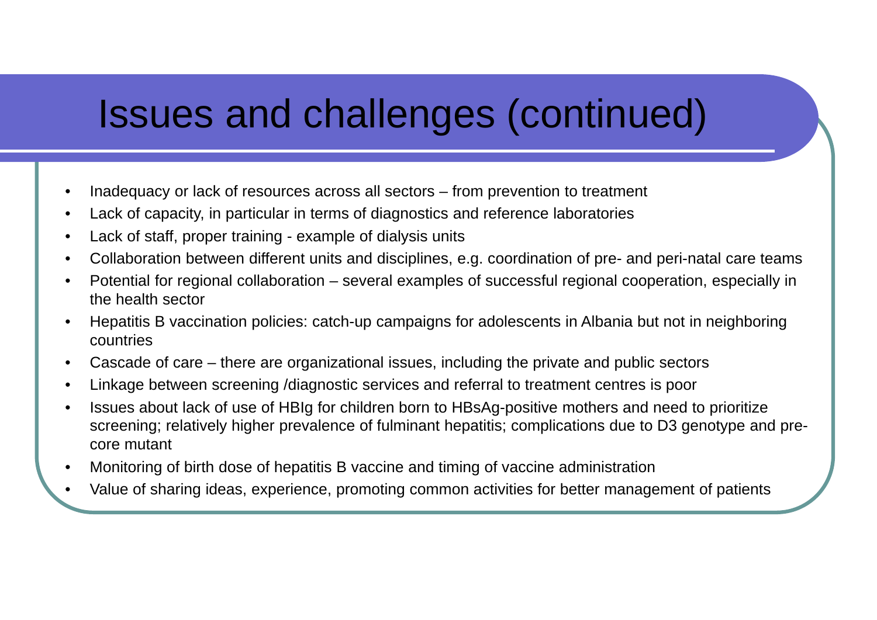# Issues and challenges (continued)

- Inadequacy or lack of resources across all sectors – from prevention to treatment
- Lack of capacity, in particular in terms of diagnostics and reference laboratories
- Lack of staff, proper training - example of dialysis units
- Collaboration between different units and disciplines, e.g. coordination of pre- and peri-natal care teams
- Potential for regional collaboration – several examples of successful regional cooperation, especially in the health sector
- Hepatitis B vaccination policies: catch-up campaigns for adolescents in Albania but not in neighboring countries
- Cascade of care – there are organizational issues, including the private and public sectors
- Linkage between screening /diagnostic services and referral to treatment centres is poor
- Issues about lack of use of HBIg for children born to HBsAg-positive mothers and need to prioritize screening; relatively higher prevalence of fulminant hepatitis; complications due to D3 genotype and pre-core mutant
- Monitoring of birth dose of hepatitis B vaccine and timing of vaccine administration
- Value of sharing ideas, experience, promoting common activities for better management of patients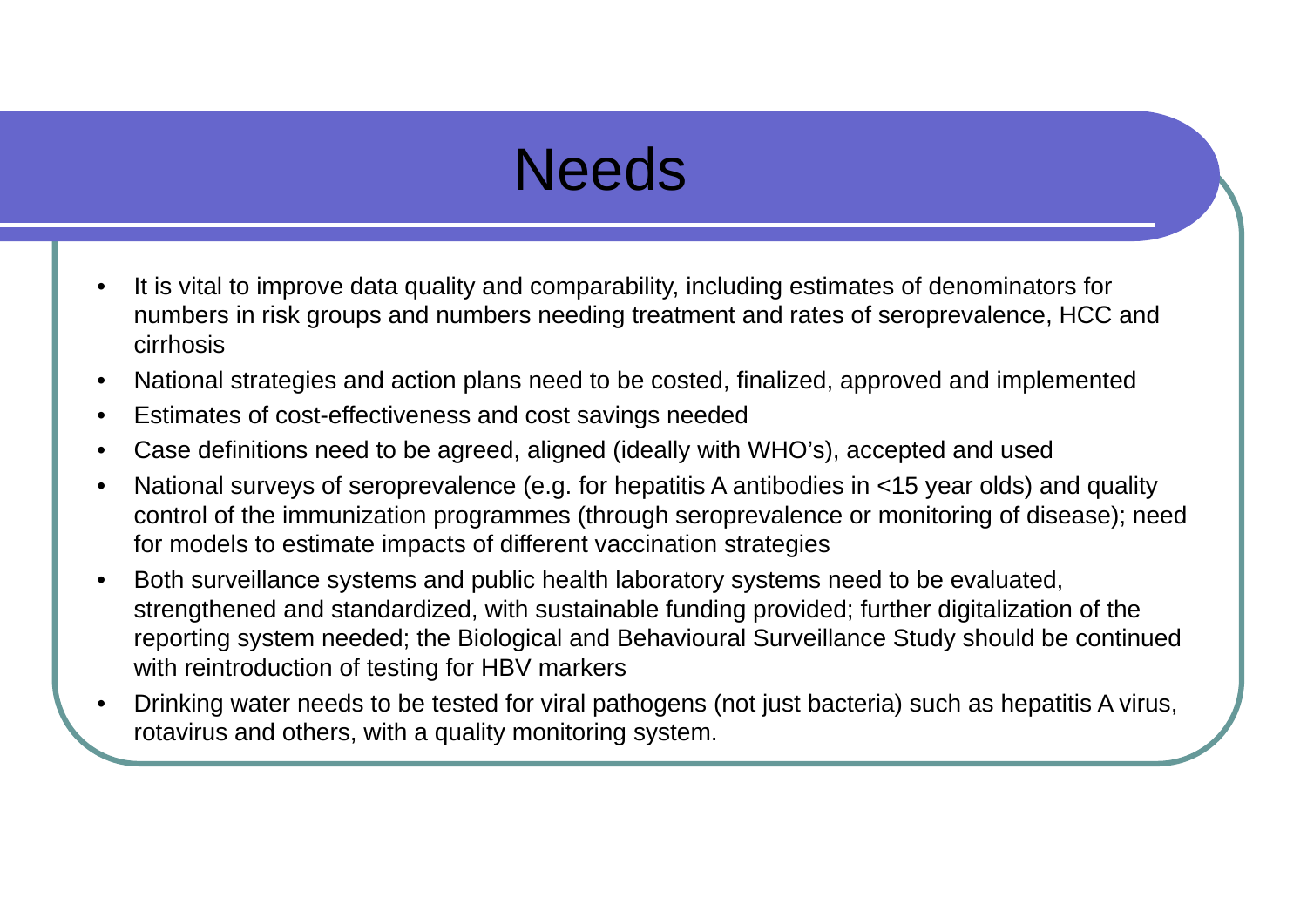# Needs

- It is vital to improve data quality and comparability, including estimates of denominators for numbers in risk groups and numbers needing treatment and rates of seroprevalence, HCC and cirrhosis
- National strategies and action plans need to be costed, finalized, approved and implemented
- Estimates of cost-effectiveness and cost savings needed
- Case definitions need to be agreed, aligned (ideally with WHO's), accepted and used
- National surveys of seroprevalence (e.g. for hepatitis A antibodies in <15 year olds) and quality control of the immunization programmes (through seroprevalence or monitoring of disease); need for models to estimate impacts of different vaccination strategies
- Both surveillance systems and public health laboratory systems need to be evaluated, strengthened and standardized, with sustainable funding provided; further digitalization of the reporting system needed; the Biological and Behavioural Surveillance Study should be continued with reintroduction of testing for HBV markers
- Drinking water needs to be tested for viral pathogens (not just bacteria) such as hepatitis A virus, rotavirus and others, with a quality monitoring system.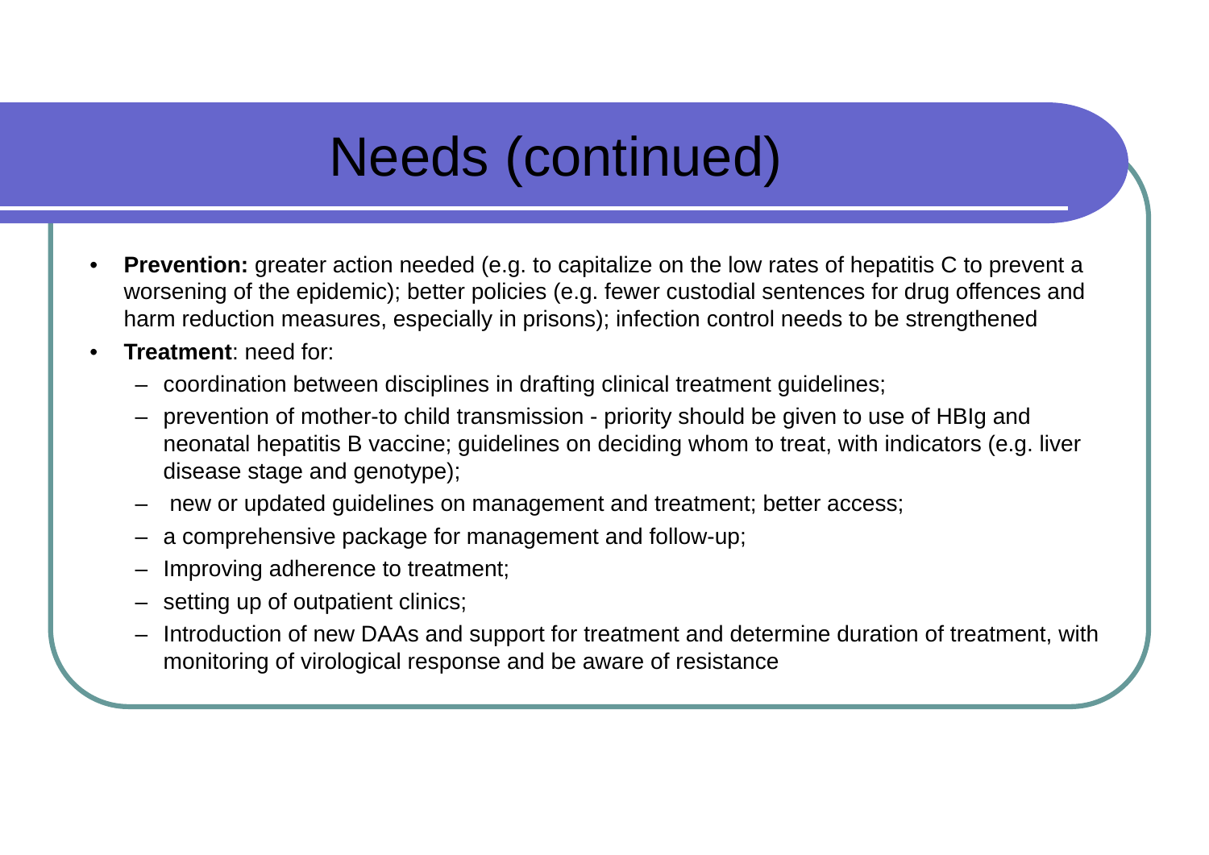# Needs (continued)

- **Prevention:** greater action needed (e.g. to capitalize on the low rates of hepatitis C to prevent a worsening of the epidemic); better policies (e.g. fewer custodial sentences for drug offences and harm reduction measures, especially in prisons); infection control needs to be strengthened
- **Treatment**: need for:
  - coordination between disciplines in drafting clinical treatment guidelines;
  - prevention of mother-to child transmission - priority should be given to use of HBIg and neonatal hepatitis B vaccine; guidelines on deciding whom to treat, with indicators (e.g. liver disease stage and genotype);
  - new or updated guidelines on management and treatment; better access;
  - a comprehensive package for management and follow-up;
  - Improving adherence to treatment;
  - setting up of outpatient clinics;
  - Introduction of new DAAs and support for treatment and determine duration of treatment, with monitoring of virological response and be aware of resistance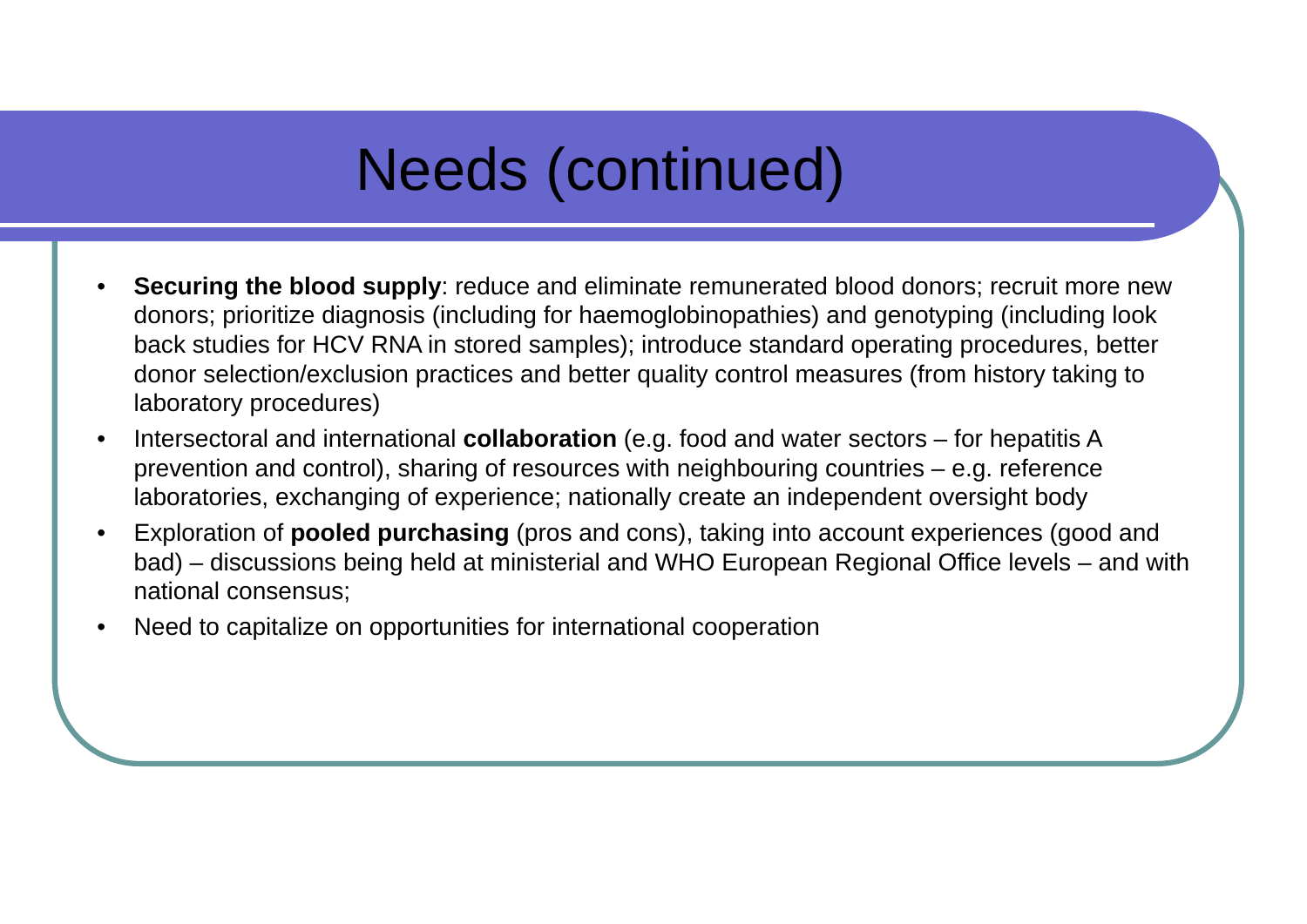# Needs (continued)

- **Securing the blood supply**: reduce and eliminate remunerated blood donors; recruit more new donors; prioritize diagnosis (including for haemoglobinopathies) and genotyping (including look back studies for HCV RNA in stored samples); introduce standard operating procedures, better donor selection/exclusion practices and better quality control measures (from history taking to laboratory procedures)
- Intersectoral and international **collaboration** (e.g. food and water sectors – for hepatitis A prevention and control), sharing of resources with neighbouring countries – e.g. reference laboratories, exchanging of experience; nationally create an independent oversight body
- Exploration of **pooled purchasing** (pros and cons), taking into account experiences (good and bad) – discussions being held at ministerial and WHO European Regional Office levels – and with national consensus;
- Need to capitalize on opportunities for international cooperation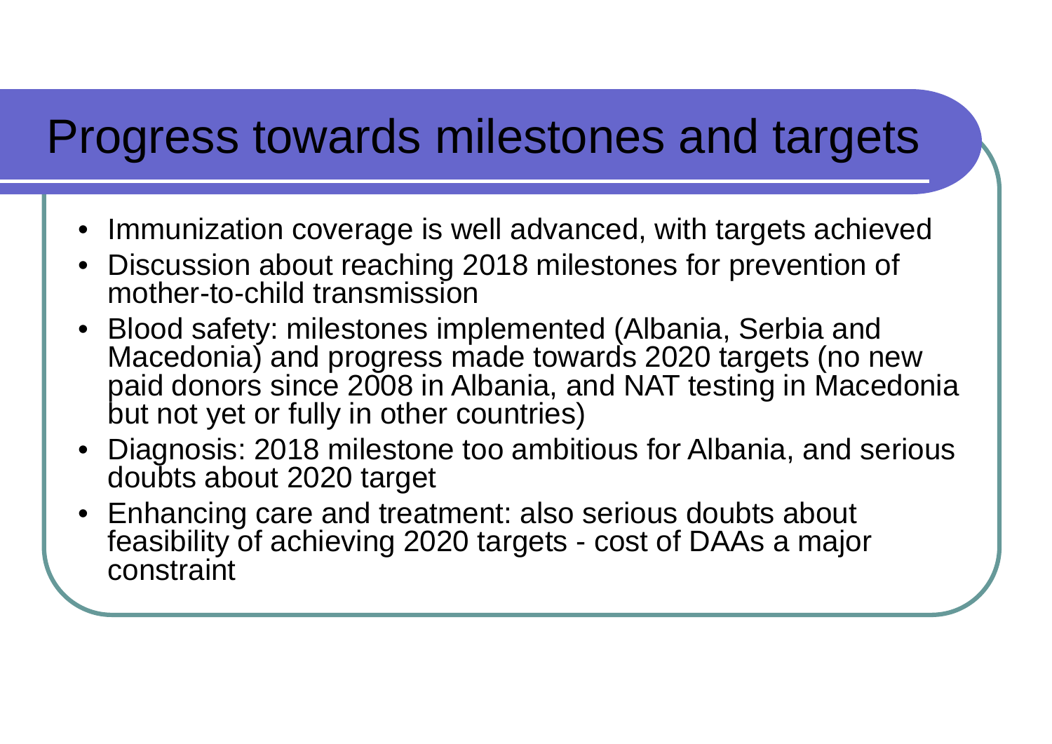# Progress towards milestones and targets

- Immunization coverage is well advanced, with targets achieved
- Discussion about reaching 2018 milestones for prevention of mother-to-child transmission
- Blood safety: milestones implemented (Albania, Serbia and Macedonia) and progress made towards 2020 targets (no new paid donors since 2008 in Albania, and NAT testing in Macedonia but not yet or fully in other countries)
- Diagnosis: 2018 milestone too ambitious for Albania, and serious doubts about 2020 target
- Enhancing care and treatment: also serious doubts about feasibility of achieving 2020 targets - cost of DAAs a major constraint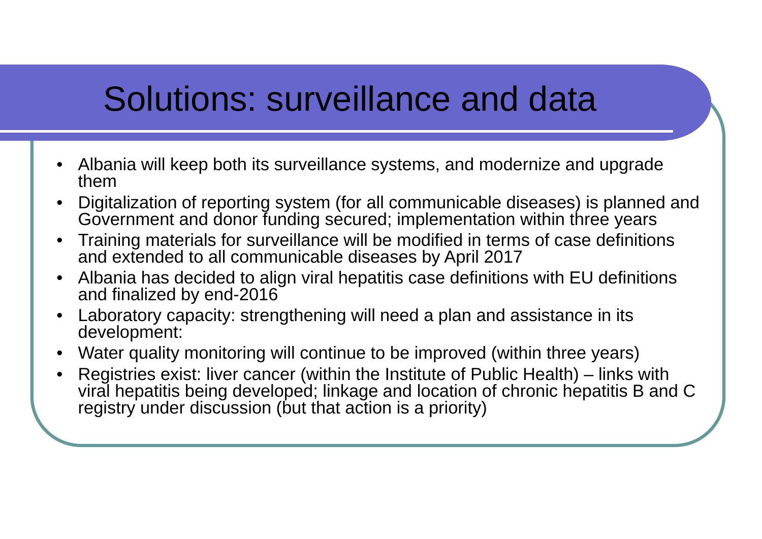# Solutions: surveillance and data

- Albania will keep both its surveillance systems, and modernize and upgrade them
- Digitalization of reporting system (for all communicable diseases) is planned and Government and donor funding secured; implementation within three years
- Training materials for surveillance will be modified in terms of case definitions and extended to all communicable diseases by April 2017
- Albania has decided to align viral hepatitis case definitions with EU definitions and finalized by end-2016
- Laboratory capacity: strengthening will need a plan and assistance in its development:
- Water quality monitoring will continue to be improved (within three years)
- Registries exist: liver cancer (within the Institute of Public Health) – links with viral hepatitis being developed; linkage and location of chronic hepatitis B and C registry under discussion (but that action is a priority)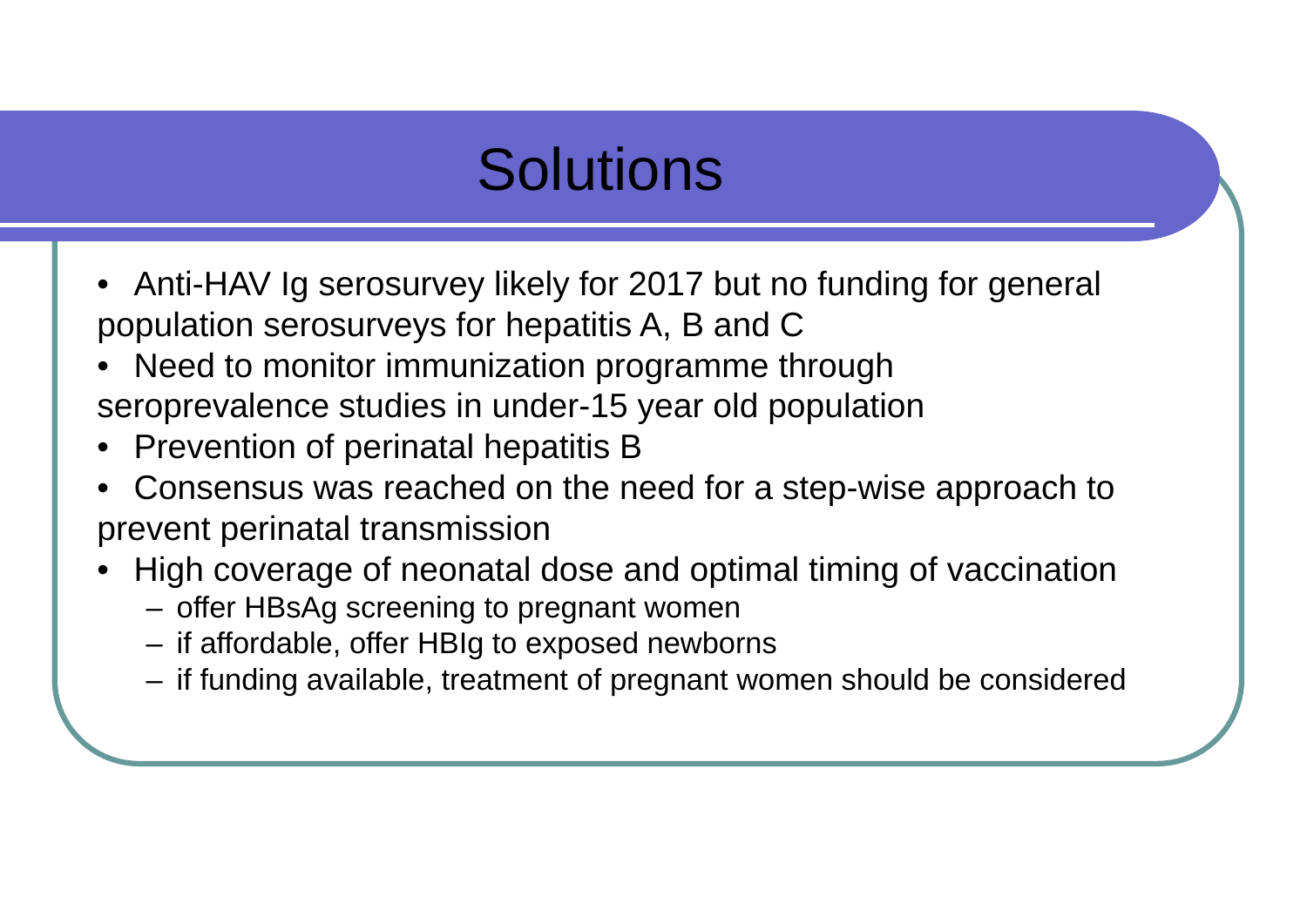# Solutions

- Anti-HAV Ig serosurvey likely for 2017 but no funding for general population serosurveys for hepatitis A, B and C
- Need to monitor immunization programme through seroprevalence studies in under-15 year old population
- Prevention of perinatal hepatitis B
- Consensus was reached on the need for a step-wise approach to prevent perinatal transmission
- High coverage of neonatal dose and optimal timing of vaccination
  - offer HBsAg screening to pregnant women
  - if affordable, offer HBIg to exposed newborns
  - if funding available, treatment of pregnant women should be considered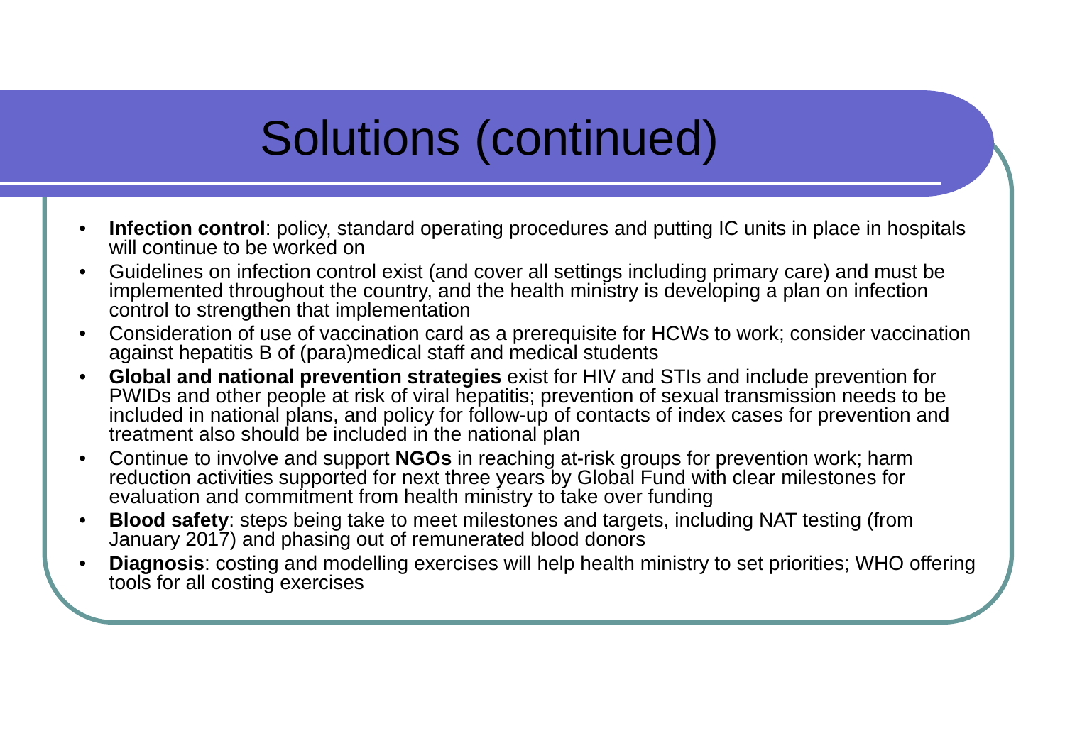# Solutions (continued)

- **Infection control**: policy, standard operating procedures and putting IC units in place in hospitals will continue to be worked on
- Guidelines on infection control exist (and cover all settings including primary care) and must be implemented throughout the country, and the health ministry is developing a plan on infection control to strengthen that implementation
- Consideration of use of vaccination card as a prerequisite for HCWs to work; consider vaccination against hepatitis B of (para)medical staff and medical students
- **Global and national prevention strategies** exist for HIV and STIs and include prevention for PWIDs and other people at risk of viral hepatitis; prevention of sexual transmission needs to be included in national plans, and policy for follow-up of contacts of index cases for prevention and treatment also should be included in the national plan
- Continue to involve and support **NGOs** in reaching at-risk groups for prevention work; harm reduction activities supported for next three years by Global Fund with clear milestones for evaluation and commitment from health ministry to take over funding
- **Blood safety**: steps being take to meet milestones and targets, including NAT testing (from January 2017) and phasing out of remunerated blood donors
- **Diagnosis**: costing and modelling exercises will help health ministry to set priorities; WHO offering tools for all costing exercises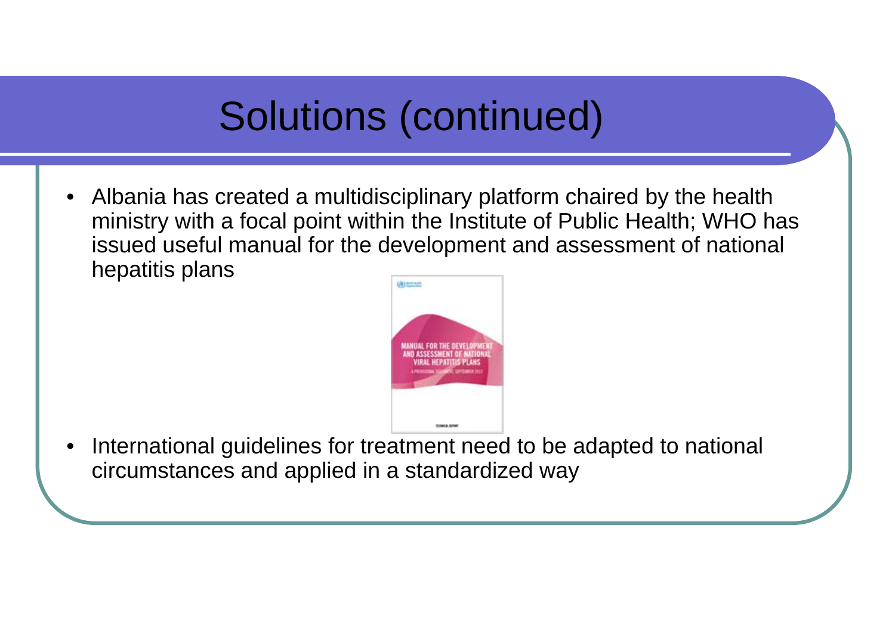# Solutions (continued)

- Albania has created a multidisciplinary platform chaired by the health ministry with a focal point within the Institute of Public Health; WHO has issued useful manual for the development and assessment of national hepatitis plans
- International guidelines for treatment need to be adapted to national circumstances and applied in a standardized way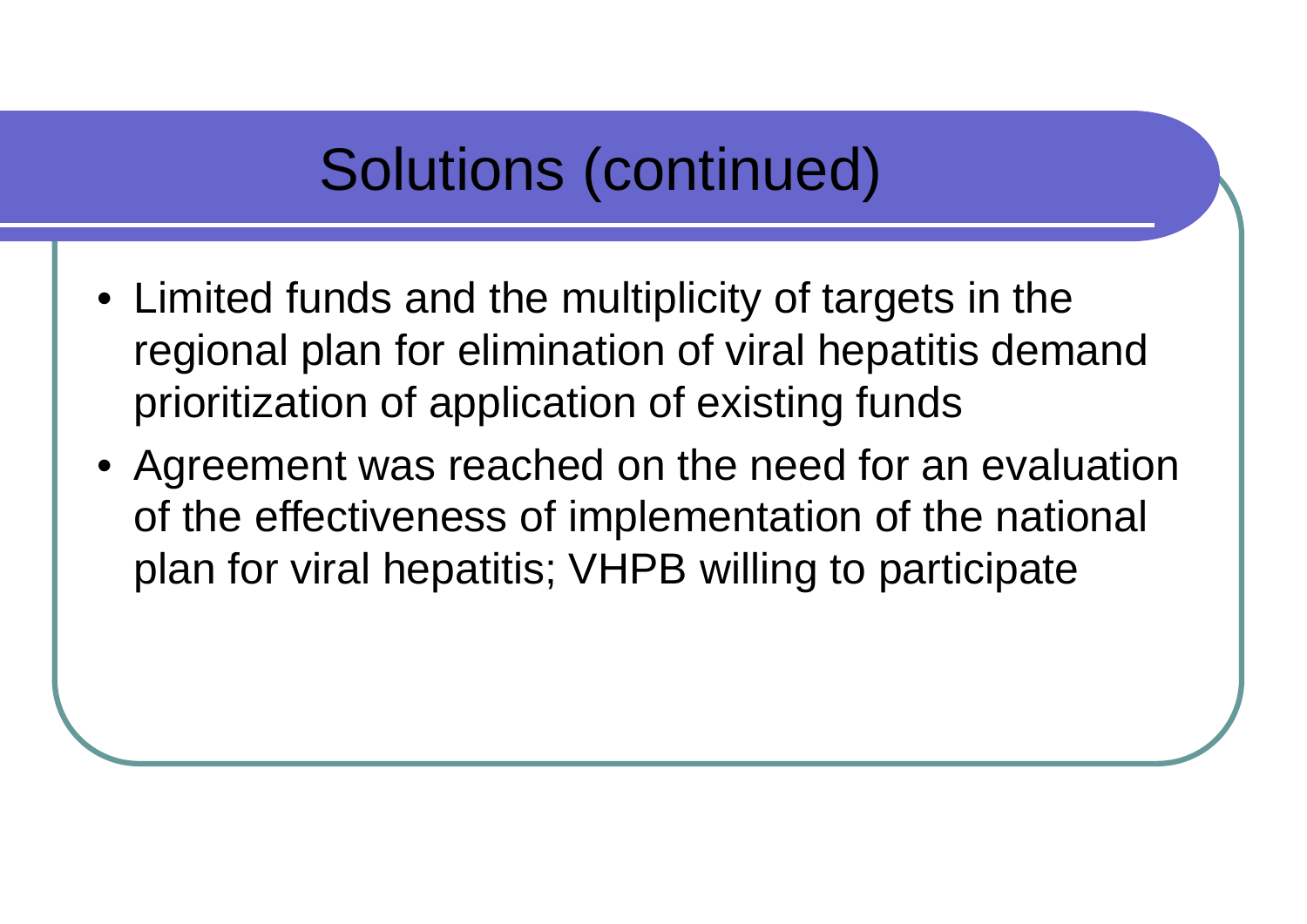# Solutions (continued)

- Limited funds and the multiplicity of targets in the regional plan for elimination of viral hepatitis demand prioritization of application of existing funds
- Agreement was reached on the need for an evaluation of the effectiveness of implementation of the national plan for viral hepatitis; VHPB willing to participate